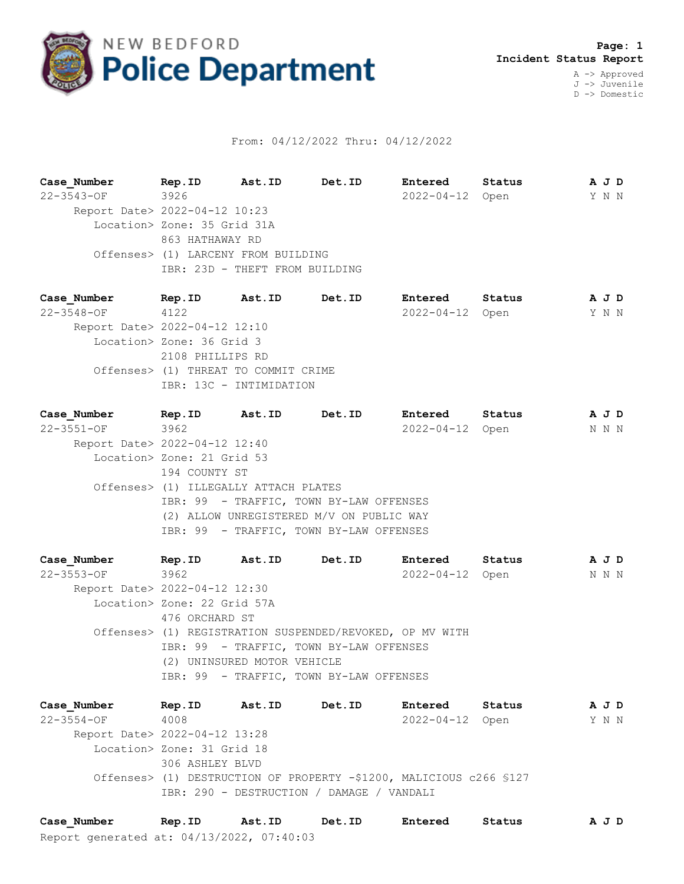# NEW BEDFORD Police Department

**Incident Status Report**

A -> Approved
J -> Juvenile
D -> Domestic

From: 04/12/2022 Thru: 04/12/2022

| Case_Number | Rep.ID | Ast.ID | Det.ID | Entered | Status | A J D |
|---|---|---|---|---|---|---|
| 22-3543-OF | 3926 | | | 2022-04-12 | Open | Y N N |

Report Date> 2022-04-12 10:23
Location> Zone: 35 Grid 31A
863 HATHAWAY RD
Offenses> (1) LARCENY FROM BUILDING
IBR: 23D - THEFT FROM BUILDING

| Case_Number | Rep.ID | Ast.ID | Det.ID | Entered | Status | A J D |
|---|---|---|---|---|---|---|
| 22-3548-OF | 4122 | | | 2022-04-12 | Open | Y N N |

Report Date> 2022-04-12 12:10
Location> Zone: 36 Grid 3
2108 PHILLIPS RD
Offenses> (1) THREAT TO COMMIT CRIME
IBR: 13C - INTIMIDATION

| Case_Number | Rep.ID | Ast.ID | Det.ID | Entered | Status | A J D |
|---|---|---|---|---|---|---|
| 22-3551-OF | 3962 | | | 2022-04-12 | Open | N N N |

Report Date> 2022-04-12 12:40
Location> Zone: 21 Grid 53
194 COUNTY ST
Offenses> (1) ILLEGALLY ATTACH PLATES
IBR: 99 - TRAFFIC, TOWN BY-LAW OFFENSES
(2) ALLOW UNREGISTERED M/V ON PUBLIC WAY
IBR: 99 - TRAFFIC, TOWN BY-LAW OFFENSES

| Case_Number | Rep.ID | Ast.ID | Det.ID | Entered | Status | A J D |
|---|---|---|---|---|---|---|
| 22-3553-OF | 3962 | | | 2022-04-12 | Open | N N N |

Report Date> 2022-04-12 12:30
Location> Zone: 22 Grid 57A
476 ORCHARD ST
Offenses> (1) REGISTRATION SUSPENDED/REVOKED, OP MV WITH
IBR: 99 - TRAFFIC, TOWN BY-LAW OFFENSES
(2) UNINSURED MOTOR VEHICLE
IBR: 99 - TRAFFIC, TOWN BY-LAW OFFENSES

| Case_Number | Rep.ID | Ast.ID | Det.ID | Entered | Status | A J D |
|---|---|---|---|---|---|---|
| 22-3554-OF | 4008 | | | 2022-04-12 | Open | Y N N |

Report Date> 2022-04-12 13:28
Location> Zone: 31 Grid 18
306 ASHLEY BLVD
Offenses> (1) DESTRUCTION OF PROPERTY -$1200, MALICIOUS c266 §127
IBR: 290 - DESTRUCTION / DAMAGE / VANDALI

| Case_Number | Rep.ID | Ast.ID | Det.ID | Entered | Status | A J D |
|---|---|---|---|---|---|---|

Report generated at: 04/13/2022, 07:40:03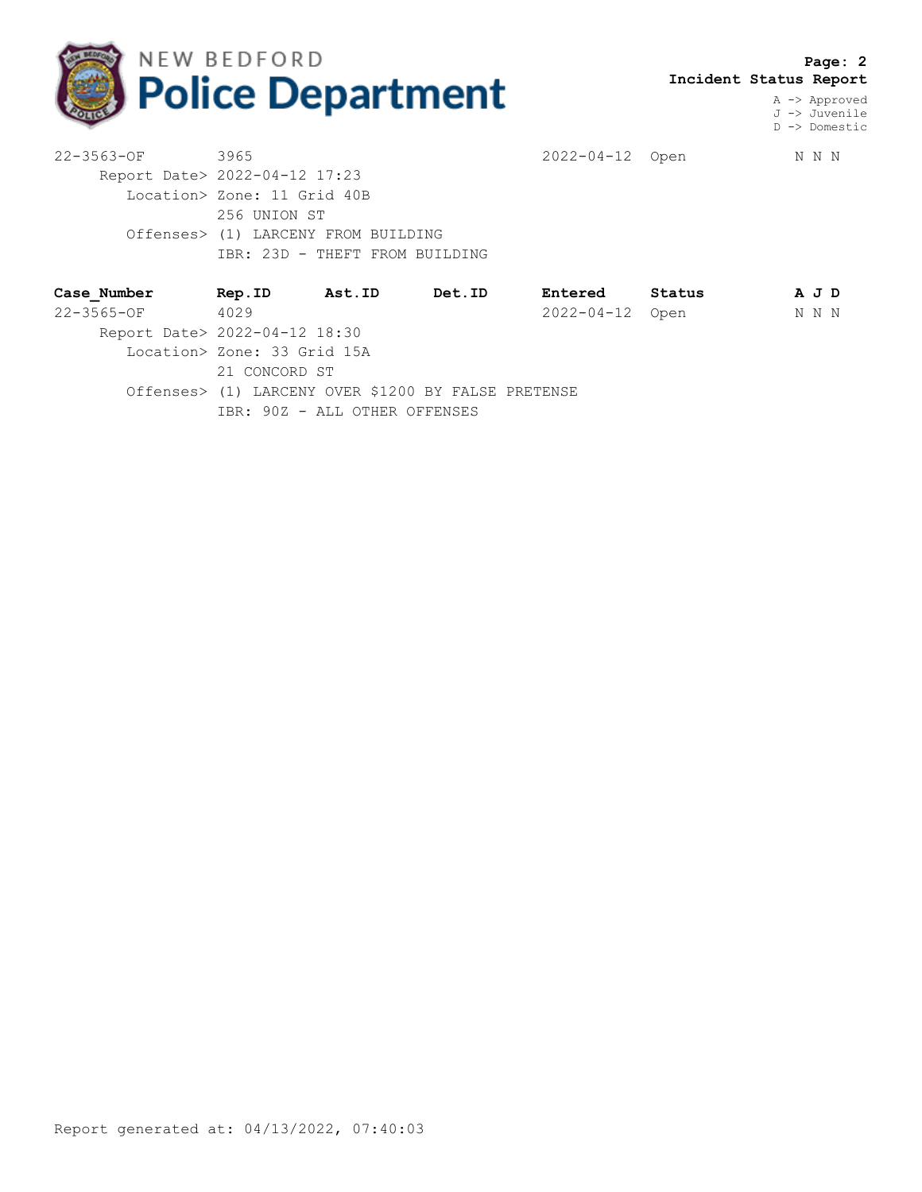NEW BEDFORD
# Police Department

**Incident Status Report**

A -> Approved
J -> Juvenile
D -> Domestic

```
22-3563-OF        3965                                2022-04-12  Open          N N N
     Report Date> 2022-04-12 17:23
        Location> Zone: 11 Grid 40B
                  256 UNION ST
        Offenses> (1) LARCENY FROM BUILDING
                  IBR: 23D - THEFT FROM BUILDING
```

| Case_Number | Rep.ID | Ast.ID | Det.ID | Entered | Status | A J D |
|---|---|---|---|---|---|---|
| 22-3565-OF | 4029 | | | 2022-04-12 | Open | N N N |

```
     Report Date> 2022-04-12 18:30
        Location> Zone: 33 Grid 15A
                  21 CONCORD ST
        Offenses> (1) LARCENY OVER $1200 BY FALSE PRETENSE
                  IBR: 90Z - ALL OTHER OFFENSES
```

Report generated at: 04/13/2022, 07:40:03